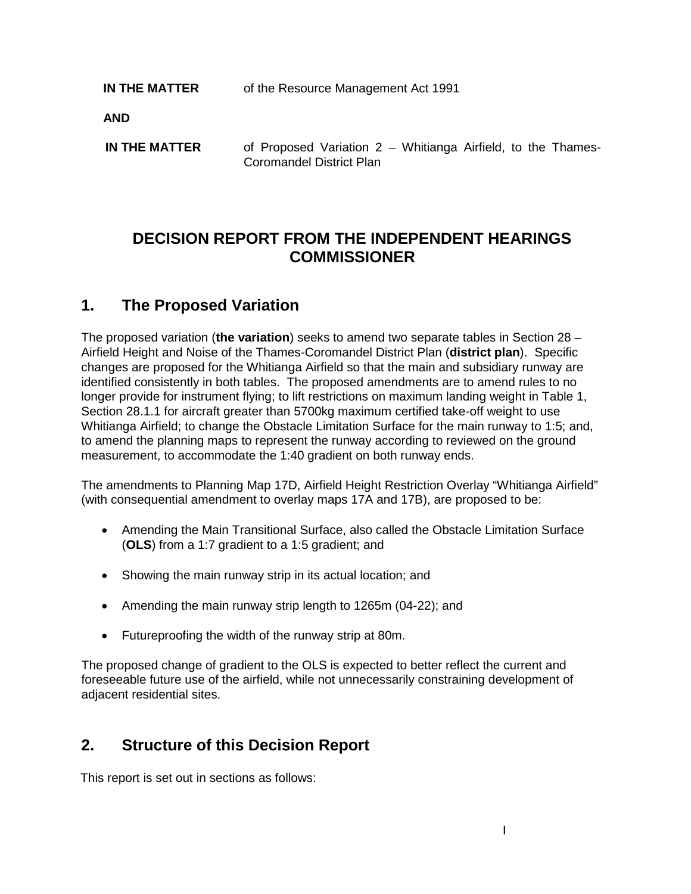**IN THE MATTER** of the Resource Management Act 1991

**AND**

**IN THE MATTER** of Proposed Variation 2 – Whitianga Airfield, to the Thames-Coromandel District Plan

# DECISION REPORT FROM THE INDEPENDENT HEARINGS COMMISSIONER

## 1. The Proposed Variation

The proposed variation (**the variation**) seeks to amend two separate tables in Section 28 – Airfield Height and Noise of the Thames-Coromandel District Plan (**district plan**). Specific changes are proposed for the Whitianga Airfield so that the main and subsidiary runway are identified consistently in both tables. The proposed amendments are to amend rules to no longer provide for instrument flying; to lift restrictions on maximum landing weight in Table 1, Section 28.1.1 for aircraft greater than 5700kg maximum certified take-off weight to use Whitianga Airfield; to change the Obstacle Limitation Surface for the main runway to 1:5; and, to amend the planning maps to represent the runway according to reviewed on the ground measurement, to accommodate the 1:40 gradient on both runway ends.

The amendments to Planning Map 17D, Airfield Height Restriction Overlay "Whitianga Airfield" (with consequential amendment to overlay maps 17A and 17B), are proposed to be:

- Amending the Main Transitional Surface, also called the Obstacle Limitation Surface (**OLS**) from a 1:7 gradient to a 1:5 gradient; and
- Showing the main runway strip in its actual location; and
- Amending the main runway strip length to 1265m (04-22); and
- Futureproofing the width of the runway strip at 80m.

The proposed change of gradient to the OLS is expected to better reflect the current and foreseeable future use of the airfield, while not unnecessarily constraining development of adjacent residential sites.

## 2. Structure of this Decision Report

This report is set out in sections as follows: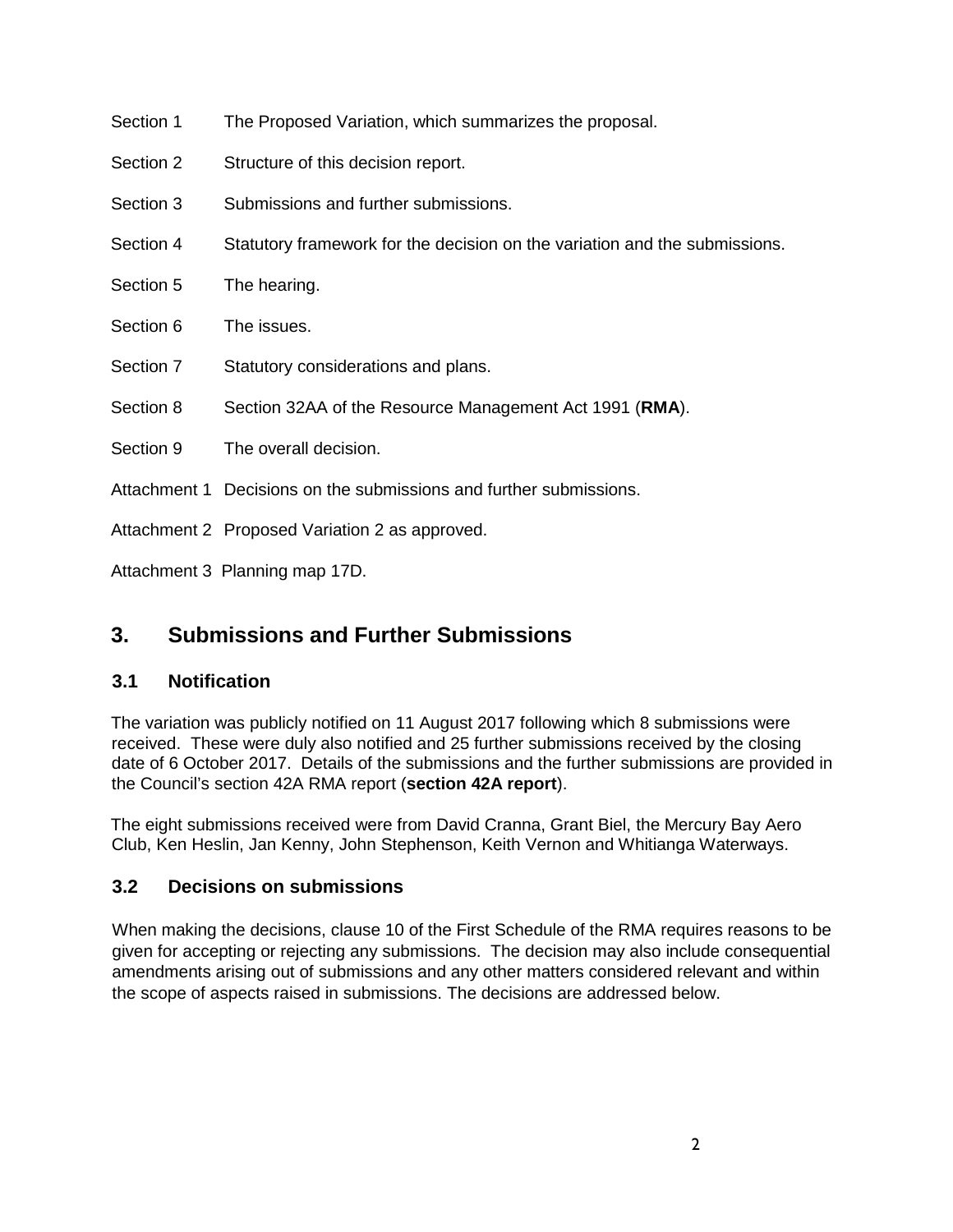Section 1 The Proposed Variation, which summarizes the proposal.

Section 2 Structure of this decision report.

Section 3 Submissions and further submissions.

Section 4 Statutory framework for the decision on the variation and the submissions.

Section 5 The hearing.

Section 6 The issues.

Section 7 Statutory considerations and plans.

Section 8 Section 32AA of the Resource Management Act 1991 (**RMA**).

Section 9 The overall decision.

Attachment 1 Decisions on the submissions and further submissions.

Attachment 2 Proposed Variation 2 as approved.

Attachment 3 Planning map 17D.

## 3. Submissions and Further Submissions

### 3.1 Notification

The variation was publicly notified on 11 August 2017 following which 8 submissions were received. These were duly also notified and 25 further submissions received by the closing date of 6 October 2017. Details of the submissions and the further submissions are provided in the Council's section 42A RMA report (**section 42A report**).

The eight submissions received were from David Cranna, Grant Biel, the Mercury Bay Aero Club, Ken Heslin, Jan Kenny, John Stephenson, Keith Vernon and Whitianga Waterways.

### 3.2 Decisions on submissions

When making the decisions, clause 10 of the First Schedule of the RMA requires reasons to be given for accepting or rejecting any submissions. The decision may also include consequential amendments arising out of submissions and any other matters considered relevant and within the scope of aspects raised in submissions. The decisions are addressed below.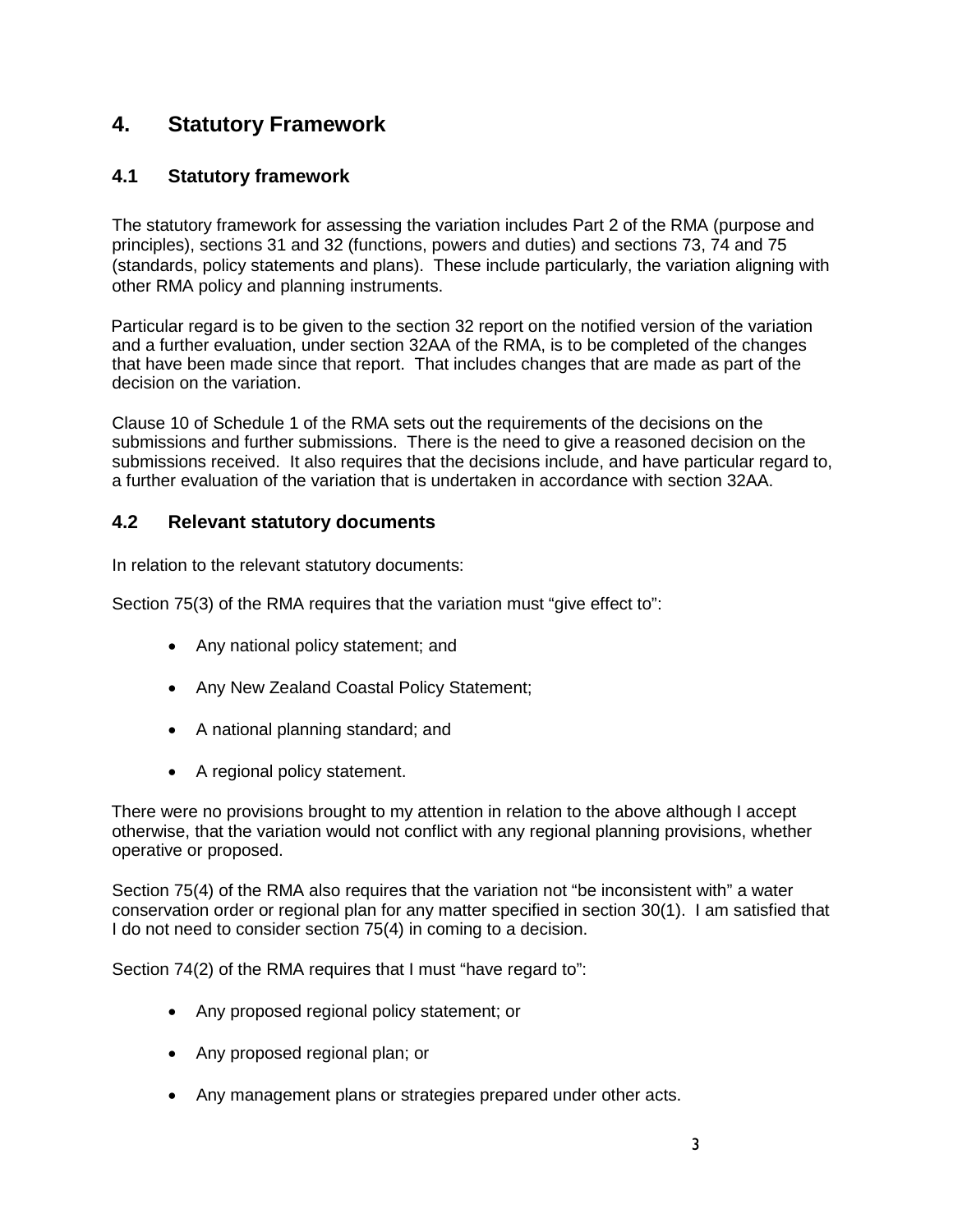# 4. Statutory Framework

## 4.1 Statutory framework

The statutory framework for assessing the variation includes Part 2 of the RMA (purpose and principles), sections 31 and 32 (functions, powers and duties) and sections 73, 74 and 75 (standards, policy statements and plans). These include particularly, the variation aligning with other RMA policy and planning instruments.

Particular regard is to be given to the section 32 report on the notified version of the variation and a further evaluation, under section 32AA of the RMA, is to be completed of the changes that have been made since that report. That includes changes that are made as part of the decision on the variation.

Clause 10 of Schedule 1 of the RMA sets out the requirements of the decisions on the submissions and further submissions. There is the need to give a reasoned decision on the submissions received. It also requires that the decisions include, and have particular regard to, a further evaluation of the variation that is undertaken in accordance with section 32AA.

## 4.2 Relevant statutory documents

In relation to the relevant statutory documents:

Section 75(3) of the RMA requires that the variation must "give effect to":

- Any national policy statement; and
- Any New Zealand Coastal Policy Statement;
- A national planning standard; and
- A regional policy statement.

There were no provisions brought to my attention in relation to the above although I accept otherwise, that the variation would not conflict with any regional planning provisions, whether operative or proposed.

Section 75(4) of the RMA also requires that the variation not "be inconsistent with" a water conservation order or regional plan for any matter specified in section 30(1). I am satisfied that I do not need to consider section 75(4) in coming to a decision.

Section 74(2) of the RMA requires that I must "have regard to":

- Any proposed regional policy statement; or
- Any proposed regional plan; or
- Any management plans or strategies prepared under other acts.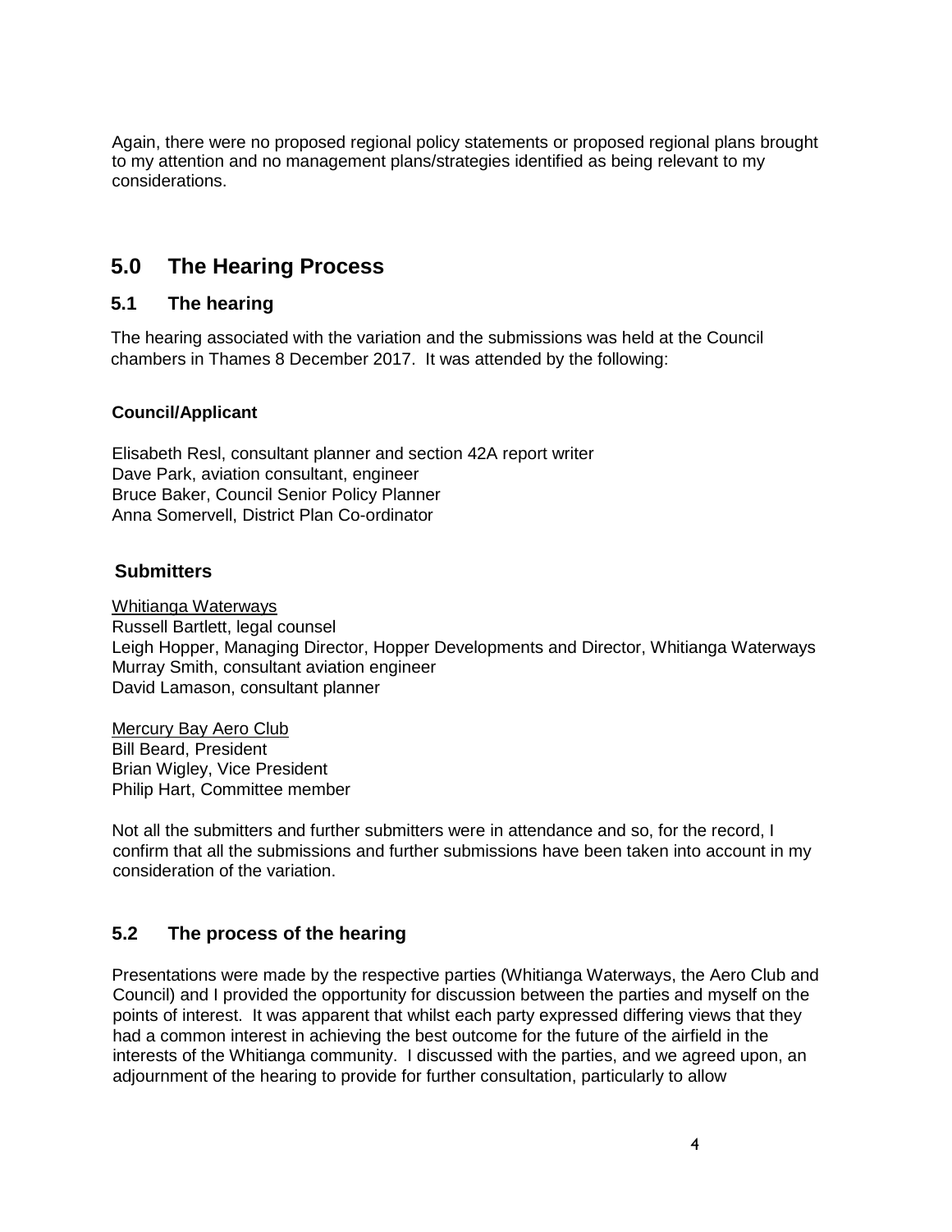Again, there were no proposed regional policy statements or proposed regional plans brought to my attention and no management plans/strategies identified as being relevant to my considerations.

## 5.0 The Hearing Process

### 5.1 The hearing

The hearing associated with the variation and the submissions was held at the Council chambers in Thames 8 December 2017. It was attended by the following:

**Council/Applicant**

Elisabeth Resl, consultant planner and section 42A report writer
Dave Park, aviation consultant, engineer
Bruce Baker, Council Senior Policy Planner
Anna Somervell, District Plan Co-ordinator

**Submitters**

Whitianga Waterways
Russell Bartlett, legal counsel
Leigh Hopper, Managing Director, Hopper Developments and Director, Whitianga Waterways
Murray Smith, consultant aviation engineer
David Lamason, consultant planner

Mercury Bay Aero Club
Bill Beard, President
Brian Wigley, Vice President
Philip Hart, Committee member

Not all the submitters and further submitters were in attendance and so, for the record, I confirm that all the submissions and further submissions have been taken into account in my consideration of the variation.

### 5.2 The process of the hearing

Presentations were made by the respective parties (Whitianga Waterways, the Aero Club and Council) and I provided the opportunity for discussion between the parties and myself on the points of interest. It was apparent that whilst each party expressed differing views that they had a common interest in achieving the best outcome for the future of the airfield in the interests of the Whitianga community. I discussed with the parties, and we agreed upon, an adjournment of the hearing to provide for further consultation, particularly to allow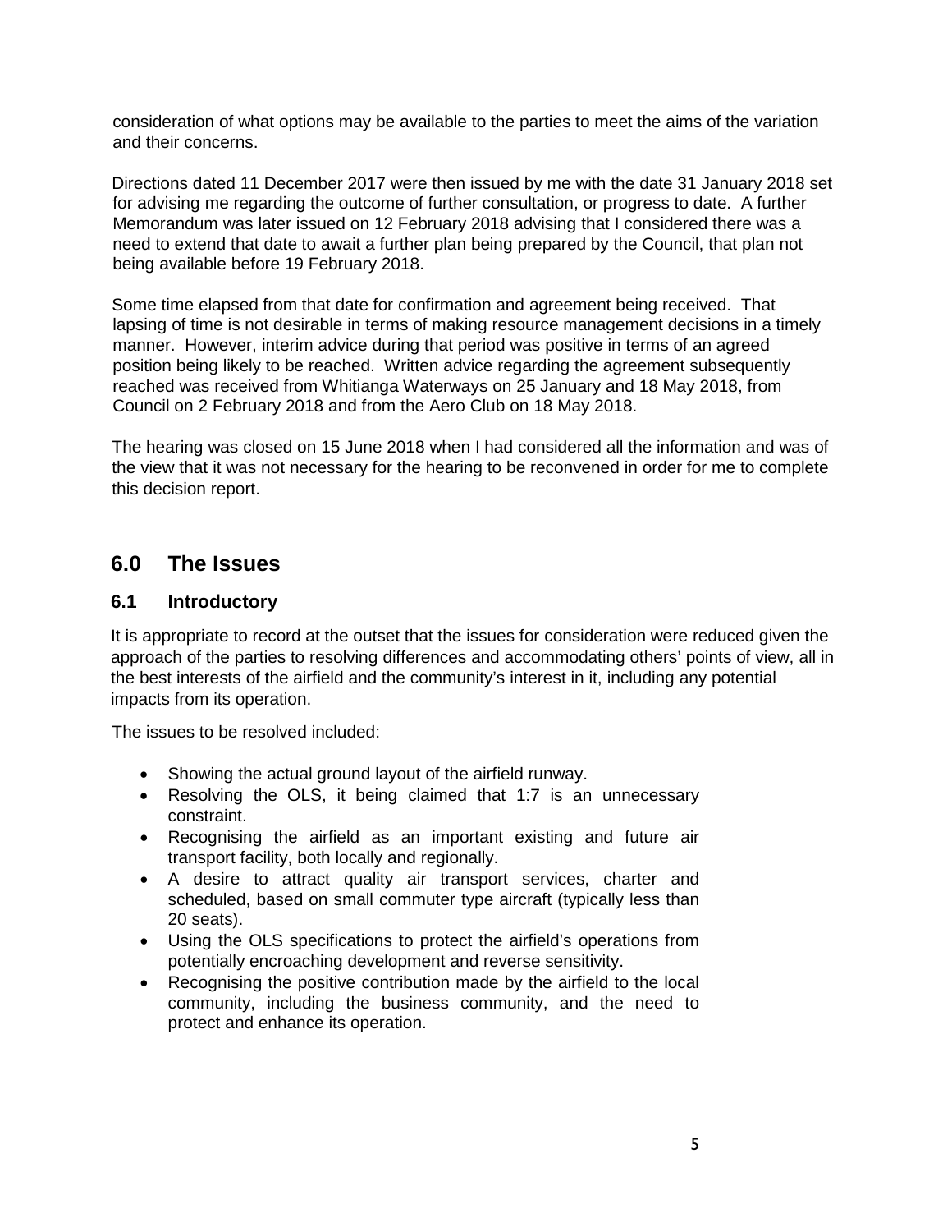consideration of what options may be available to the parties to meet the aims of the variation and their concerns.

Directions dated 11 December 2017 were then issued by me with the date 31 January 2018 set for advising me regarding the outcome of further consultation, or progress to date. A further Memorandum was later issued on 12 February 2018 advising that I considered there was a need to extend that date to await a further plan being prepared by the Council, that plan not being available before 19 February 2018.

Some time elapsed from that date for confirmation and agreement being received. That lapsing of time is not desirable in terms of making resource management decisions in a timely manner. However, interim advice during that period was positive in terms of an agreed position being likely to be reached. Written advice regarding the agreement subsequently reached was received from Whitianga Waterways on 25 January and 18 May 2018, from Council on 2 February 2018 and from the Aero Club on 18 May 2018.

The hearing was closed on 15 June 2018 when I had considered all the information and was of the view that it was not necessary for the hearing to be reconvened in order for me to complete this decision report.

## 6.0 The Issues

### 6.1 Introductory

It is appropriate to record at the outset that the issues for consideration were reduced given the approach of the parties to resolving differences and accommodating others' points of view, all in the best interests of the airfield and the community's interest in it, including any potential impacts from its operation.

The issues to be resolved included:

- Showing the actual ground layout of the airfield runway.
- Resolving the OLS, it being claimed that 1:7 is an unnecessary constraint.
- Recognising the airfield as an important existing and future air transport facility, both locally and regionally.
- A desire to attract quality air transport services, charter and scheduled, based on small commuter type aircraft (typically less than 20 seats).
- Using the OLS specifications to protect the airfield's operations from potentially encroaching development and reverse sensitivity.
- Recognising the positive contribution made by the airfield to the local community, including the business community, and the need to protect and enhance its operation.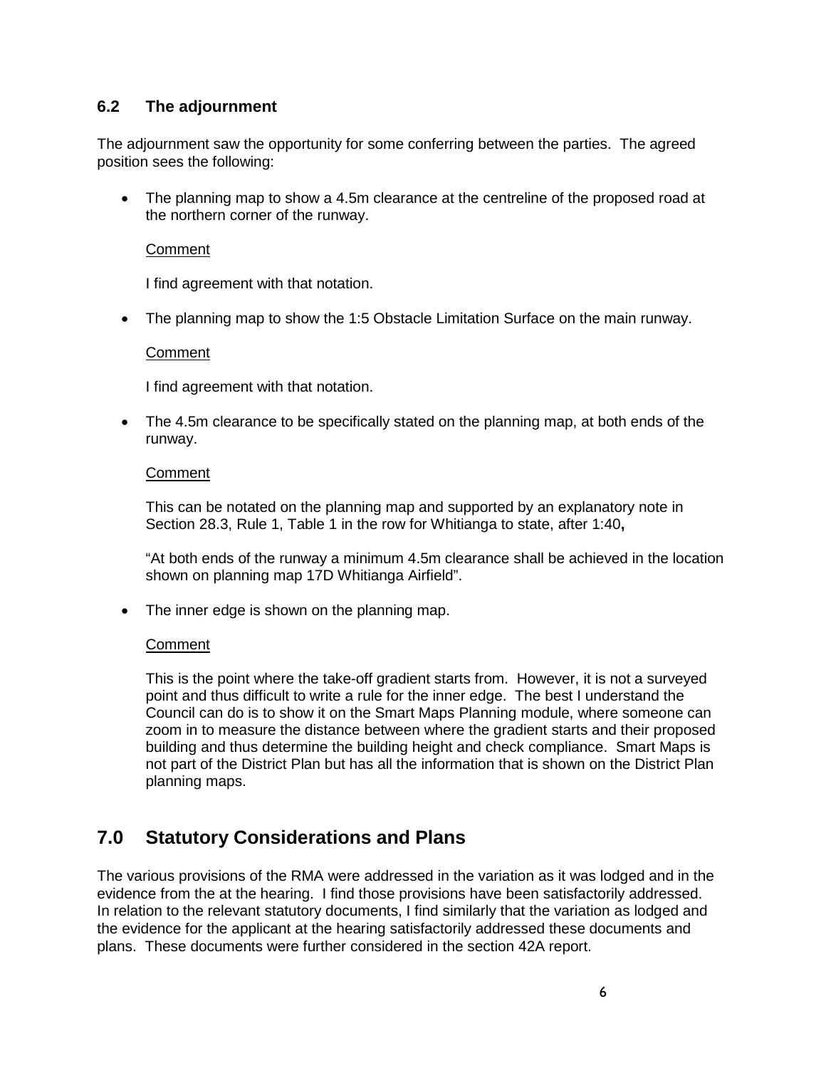### 6.2 The adjournment

The adjournment saw the opportunity for some conferring between the parties. The agreed position sees the following:

- The planning map to show a 4.5m clearance at the centreline of the proposed road at the northern corner of the runway.

  Comment

  I find agreement with that notation.

- The planning map to show the 1:5 Obstacle Limitation Surface on the main runway.

  Comment

  I find agreement with that notation.

- The 4.5m clearance to be specifically stated on the planning map, at both ends of the runway.

  Comment

  This can be notated on the planning map and supported by an explanatory note in Section 28.3, Rule 1, Table 1 in the row for Whitianga to state, after 1:40**,**

  "At both ends of the runway a minimum 4.5m clearance shall be achieved in the location shown on planning map 17D Whitianga Airfield".

- The inner edge is shown on the planning map.

  Comment

  This is the point where the take-off gradient starts from. However, it is not a surveyed point and thus difficult to write a rule for the inner edge. The best I understand the Council can do is to show it on the Smart Maps Planning module, where someone can zoom in to measure the distance between where the gradient starts and their proposed building and thus determine the building height and check compliance. Smart Maps is not part of the District Plan but has all the information that is shown on the District Plan planning maps.

## 7.0 Statutory Considerations and Plans

The various provisions of the RMA were addressed in the variation as it was lodged and in the evidence from the at the hearing. I find those provisions have been satisfactorily addressed. In relation to the relevant statutory documents, I find similarly that the variation as lodged and the evidence for the applicant at the hearing satisfactorily addressed these documents and plans. These documents were further considered in the section 42A report.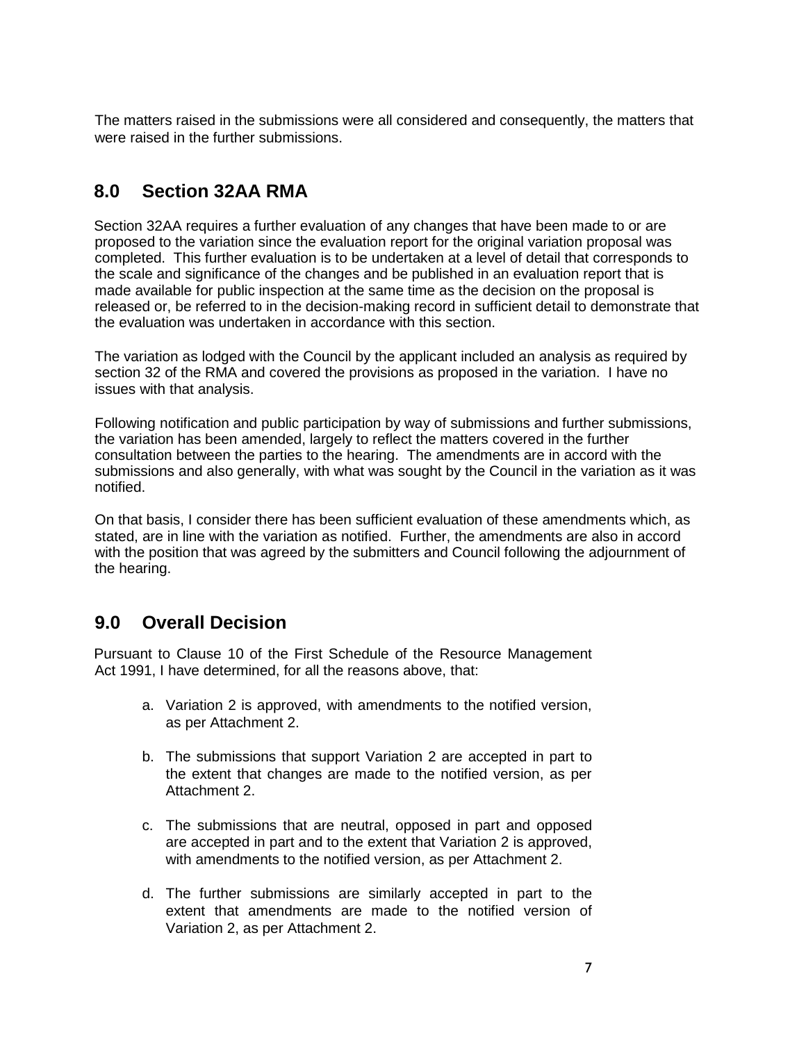The matters raised in the submissions were all considered and consequently, the matters that were raised in the further submissions.

## 8.0 Section 32AA RMA

Section 32AA requires a further evaluation of any changes that have been made to or are proposed to the variation since the evaluation report for the original variation proposal was completed. This further evaluation is to be undertaken at a level of detail that corresponds to the scale and significance of the changes and be published in an evaluation report that is made available for public inspection at the same time as the decision on the proposal is released or, be referred to in the decision-making record in sufficient detail to demonstrate that the evaluation was undertaken in accordance with this section.

The variation as lodged with the Council by the applicant included an analysis as required by section 32 of the RMA and covered the provisions as proposed in the variation. I have no issues with that analysis.

Following notification and public participation by way of submissions and further submissions, the variation has been amended, largely to reflect the matters covered in the further consultation between the parties to the hearing. The amendments are in accord with the submissions and also generally, with what was sought by the Council in the variation as it was notified.

On that basis, I consider there has been sufficient evaluation of these amendments which, as stated, are in line with the variation as notified. Further, the amendments are also in accord with the position that was agreed by the submitters and Council following the adjournment of the hearing.

## 9.0 Overall Decision

Pursuant to Clause 10 of the First Schedule of the Resource Management Act 1991, I have determined, for all the reasons above, that:

a. Variation 2 is approved, with amendments to the notified version, as per Attachment 2.

b. The submissions that support Variation 2 are accepted in part to the extent that changes are made to the notified version, as per Attachment 2.

c. The submissions that are neutral, opposed in part and opposed are accepted in part and to the extent that Variation 2 is approved, with amendments to the notified version, as per Attachment 2.

d. The further submissions are similarly accepted in part to the extent that amendments are made to the notified version of Variation 2, as per Attachment 2.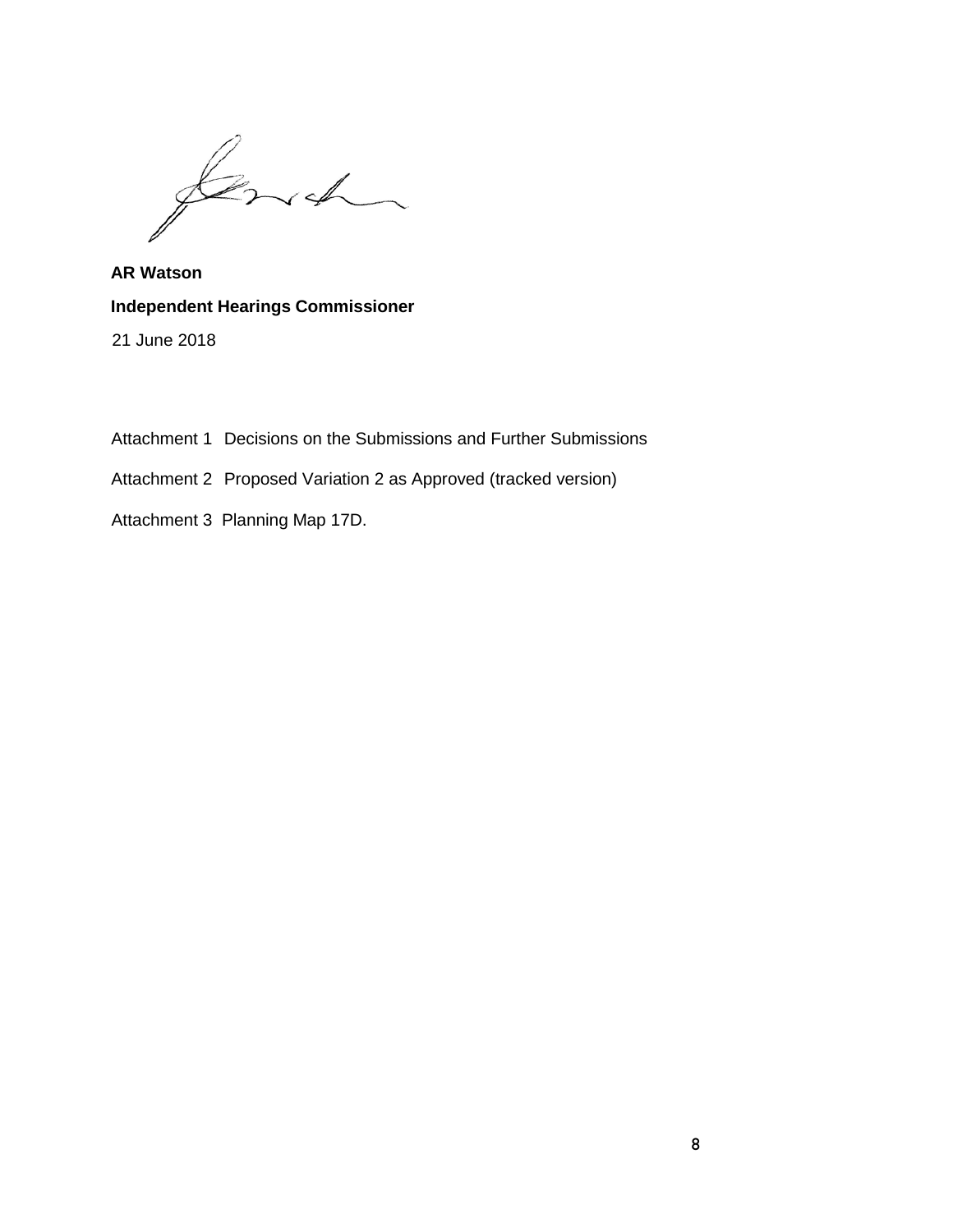**AR Watson**

**Independent Hearings Commissioner**

21 June 2018

Attachment 1 Decisions on the Submissions and Further Submissions

Attachment 2 Proposed Variation 2 as Approved (tracked version)

Attachment 3 Planning Map 17D.